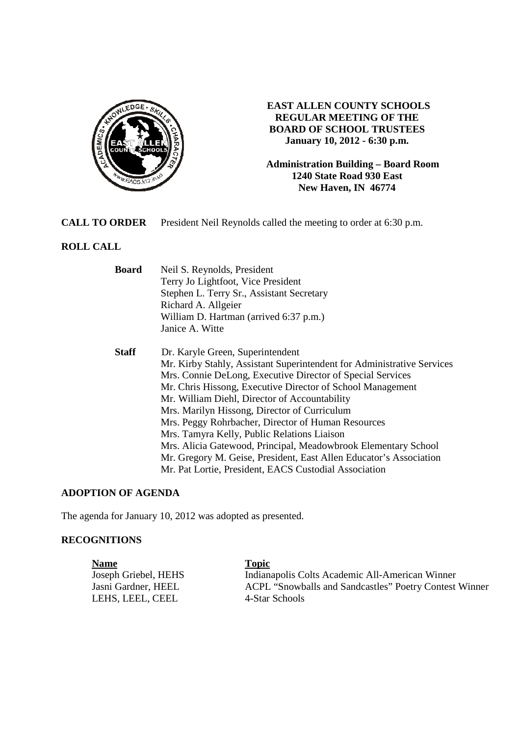# EAST ALLEN COUNTY SCHOOLS
## REGULAR MEETING OF THE BOARD OF SCHOOL TRUSTEES
**January 10, 2012 - 6:30 p.m.**

**Administration Building – Board Room**
**1240 State Road 930 East**
**New Haven, IN 46774**

**CALL TO ORDER** President Neil Reynolds called the meeting to order at 6:30 p.m.

**ROLL CALL**

**Board**
Neil S. Reynolds, President
Terry Jo Lightfoot, Vice President
Stephen L. Terry Sr., Assistant Secretary
Richard A. Allgeier
William D. Hartman (arrived 6:37 p.m.)
Janice A. Witte

**Staff**
Dr. Karyle Green, Superintendent
Mr. Kirby Stahly, Assistant Superintendent for Administrative Services
Mrs. Connie DeLong, Executive Director of Special Services
Mr. Chris Hissong, Executive Director of School Management
Mr. William Diehl, Director of Accountability
Mrs. Marilyn Hissong, Director of Curriculum
Mrs. Peggy Rohrbacher, Director of Human Resources
Mrs. Tamyra Kelly, Public Relations Liaison
Mrs. Alicia Gatewood, Principal, Meadowbrook Elementary School
Mr. Gregory M. Geise, President, East Allen Educator's Association
Mr. Pat Lortie, President, EACS Custodial Association

**ADOPTION OF AGENDA**

The agenda for January 10, 2012 was adopted as presented.

**RECOGNITIONS**

| Name | Topic |
|---|---|
| Joseph Griebel, HEHS | Indianapolis Colts Academic All-American Winner |
| Jasni Gardner, HEEL | ACPL "Snowballs and Sandcastles" Poetry Contest Winner |
| LEHS, LEEL, CEEL | 4-Star Schools |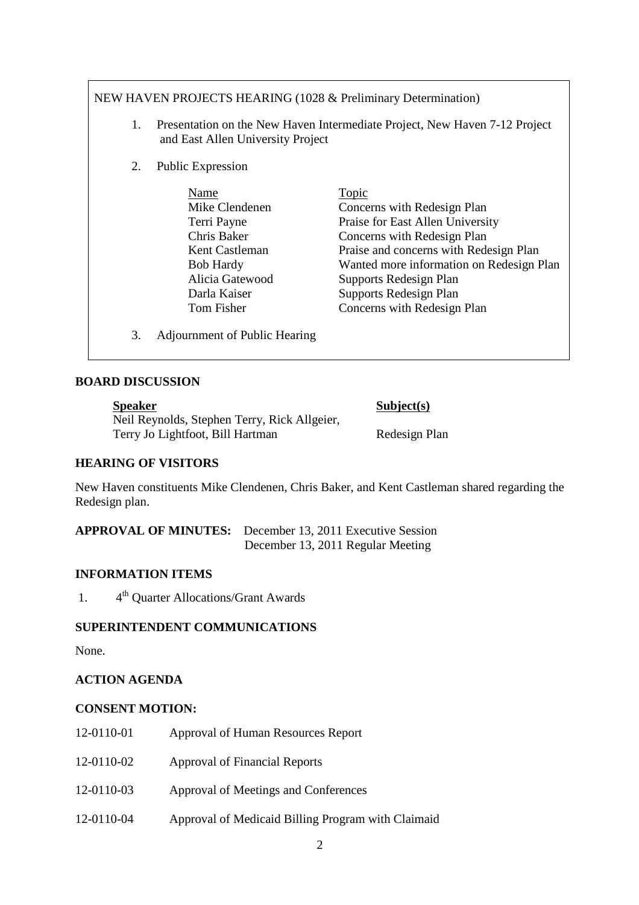NEW HAVEN PROJECTS HEARING (1028 & Preliminary Determination)

1. Presentation on the New Haven Intermediate Project, New Haven 7-12 Project and East Allen University Project

2. Public Expression

| Name | Topic |
|---|---|
| Mike Clendenen | Concerns with Redesign Plan |
| Terri Payne | Praise for East Allen University |
| Chris Baker | Concerns with Redesign Plan |
| Kent Castleman | Praise and concerns with Redesign Plan |
| Bob Hardy | Wanted more information on Redesign Plan |
| Alicia Gatewood | Supports Redesign Plan |
| Darla Kaiser | Supports Redesign Plan |
| Tom Fisher | Concerns with Redesign Plan |

3. Adjournment of Public Hearing

**BOARD DISCUSSION**

| Speaker | Subject(s) |
|---|---|
| Neil Reynolds, Stephen Terry, Rick Allgeier, Terry Jo Lightfoot, Bill Hartman | Redesign Plan |

**HEARING OF VISITORS**

New Haven constituents Mike Clendenen, Chris Baker, and Kent Castleman shared regarding the Redesign plan.

**APPROVAL OF MINUTES:** December 13, 2011 Executive Session
December 13, 2011 Regular Meeting

**INFORMATION ITEMS**

1. 4th Quarter Allocations/Grant Awards

**SUPERINTENDENT COMMUNICATIONS**

None.

**ACTION AGENDA**

**CONSENT MOTION:**

12-0110-01 Approval of Human Resources Report

12-0110-02 Approval of Financial Reports

12-0110-03 Approval of Meetings and Conferences

12-0110-04 Approval of Medicaid Billing Program with Claimaid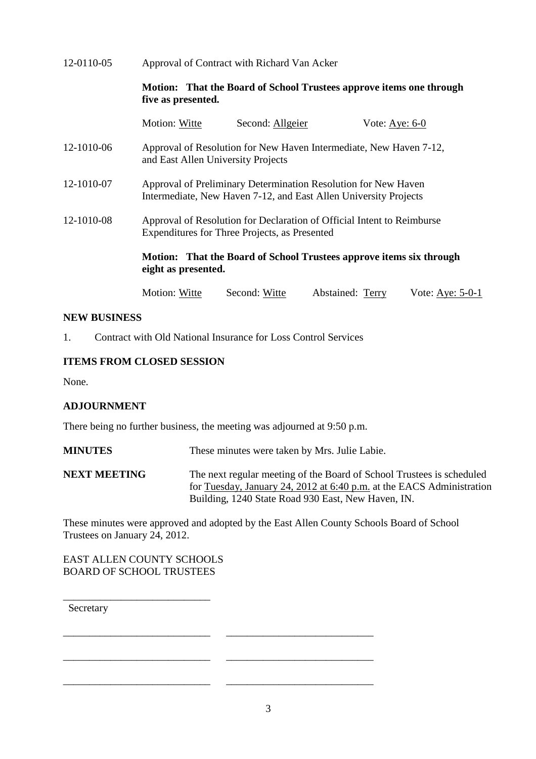| | |
|---|---|
| 12-0110-05 | Approval of Contract with Richard Van Acker |

**Motion: That the Board of School Trustees approve items one through five as presented.**

Motion: Witte Second: Allgeier Vote: Aye: 6-0

| | |
|---|---|
| 12-1010-06 | Approval of Resolution for New Haven Intermediate, New Haven 7-12, and East Allen University Projects |
| 12-1010-07 | Approval of Preliminary Determination Resolution for New Haven Intermediate, New Haven 7-12, and East Allen University Projects |
| 12-1010-08 | Approval of Resolution for Declaration of Official Intent to Reimburse Expenditures for Three Projects, as Presented |

**Motion: That the Board of School Trustees approve items six through eight as presented.**

Motion: Witte Second: Witte Abstained: Terry Vote: Aye: 5-0-1

**NEW BUSINESS**

1. Contract with Old National Insurance for Loss Control Services

**ITEMS FROM CLOSED SESSION**

None.

**ADJOURNMENT**

There being no further business, the meeting was adjourned at 9:50 p.m.

**MINUTES** These minutes were taken by Mrs. Julie Labie.

**NEXT MEETING** The next regular meeting of the Board of School Trustees is scheduled for Tuesday, January 24, 2012 at 6:40 p.m. at the EACS Administration Building, 1240 State Road 930 East, New Haven, IN.

These minutes were approved and adopted by the East Allen County Schools Board of School Trustees on January 24, 2012.

EAST ALLEN COUNTY SCHOOLS
BOARD OF SCHOOL TRUSTEES

____________________________
Secretary

____________________________ ____________________________

____________________________ ____________________________

____________________________ ____________________________